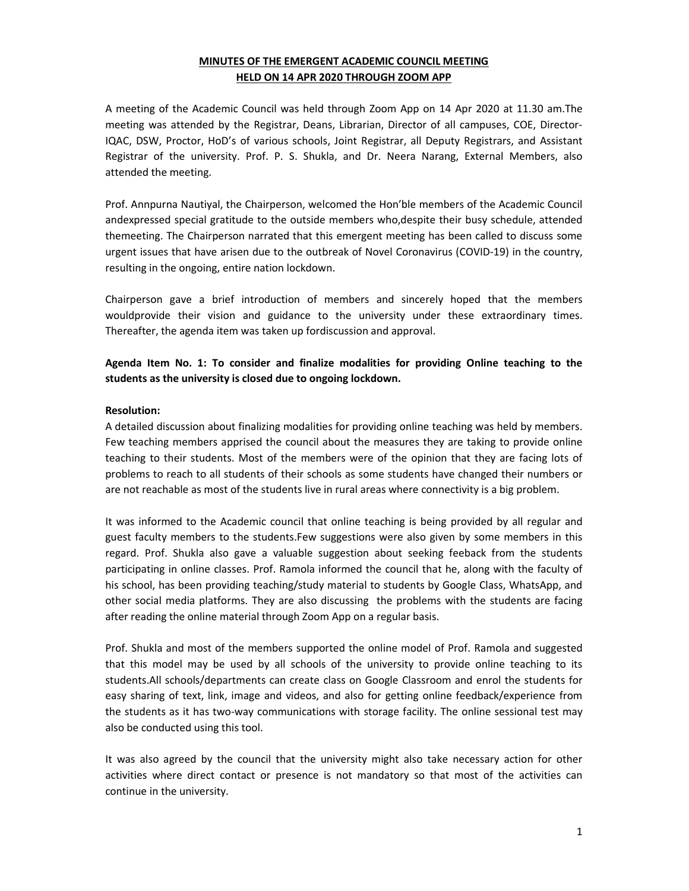**MINUTES OF THE EMERGENT ACADEMIC COUNCIL MEETING**
**HELD ON 14 APR 2020 THROUGH ZOOM APP**

A meeting of the Academic Council was held through Zoom App on 14 Apr 2020 at 11.30 am.The meeting was attended by the Registrar, Deans, Librarian, Director of all campuses, COE, Director-IQAC, DSW, Proctor, HoD's of various schools, Joint Registrar, all Deputy Registrars, and Assistant Registrar of the university. Prof. P. S. Shukla, and Dr. Neera Narang, External Members, also attended the meeting.

Prof. Annpurna Nautiyal, the Chairperson, welcomed the Hon'ble members of the Academic Council andexpressed special gratitude to the outside members who,despite their busy schedule, attended themeeting. The Chairperson narrated that this emergent meeting has been called to discuss some urgent issues that have arisen due to the outbreak of Novel Coronavirus (COVID-19) in the country, resulting in the ongoing, entire nation lockdown.

Chairperson gave a brief introduction of members and sincerely hoped that the members wouldprovide their vision and guidance to the university under these extraordinary times. Thereafter, the agenda item was taken up fordiscussion and approval.

**Agenda Item No. 1: To consider and finalize modalities for providing Online teaching to the students as the university is closed due to ongoing lockdown.**

**Resolution:**

A detailed discussion about finalizing modalities for providing online teaching was held by members. Few teaching members apprised the council about the measures they are taking to provide online teaching to their students. Most of the members were of the opinion that they are facing lots of problems to reach to all students of their schools as some students have changed their numbers or are not reachable as most of the students live in rural areas where connectivity is a big problem.

It was informed to the Academic council that online teaching is being provided by all regular and guest faculty members to the students.Few suggestions were also given by some members in this regard. Prof. Shukla also gave a valuable suggestion about seeking feeback from the students participating in online classes. Prof. Ramola informed the council that he, along with the faculty of his school, has been providing teaching/study material to students by Google Class, WhatsApp, and other social media platforms. They are also discussing the problems with the students are facing after reading the online material through Zoom App on a regular basis.

Prof. Shukla and most of the members supported the online model of Prof. Ramola and suggested that this model may be used by all schools of the university to provide online teaching to its students.All schools/departments can create class on Google Classroom and enrol the students for easy sharing of text, link, image and videos, and also for getting online feedback/experience from the students as it has two-way communications with storage facility. The online sessional test may also be conducted using this tool.

It was also agreed by the council that the university might also take necessary action for other activities where direct contact or presence is not mandatory so that most of the activities can continue in the university.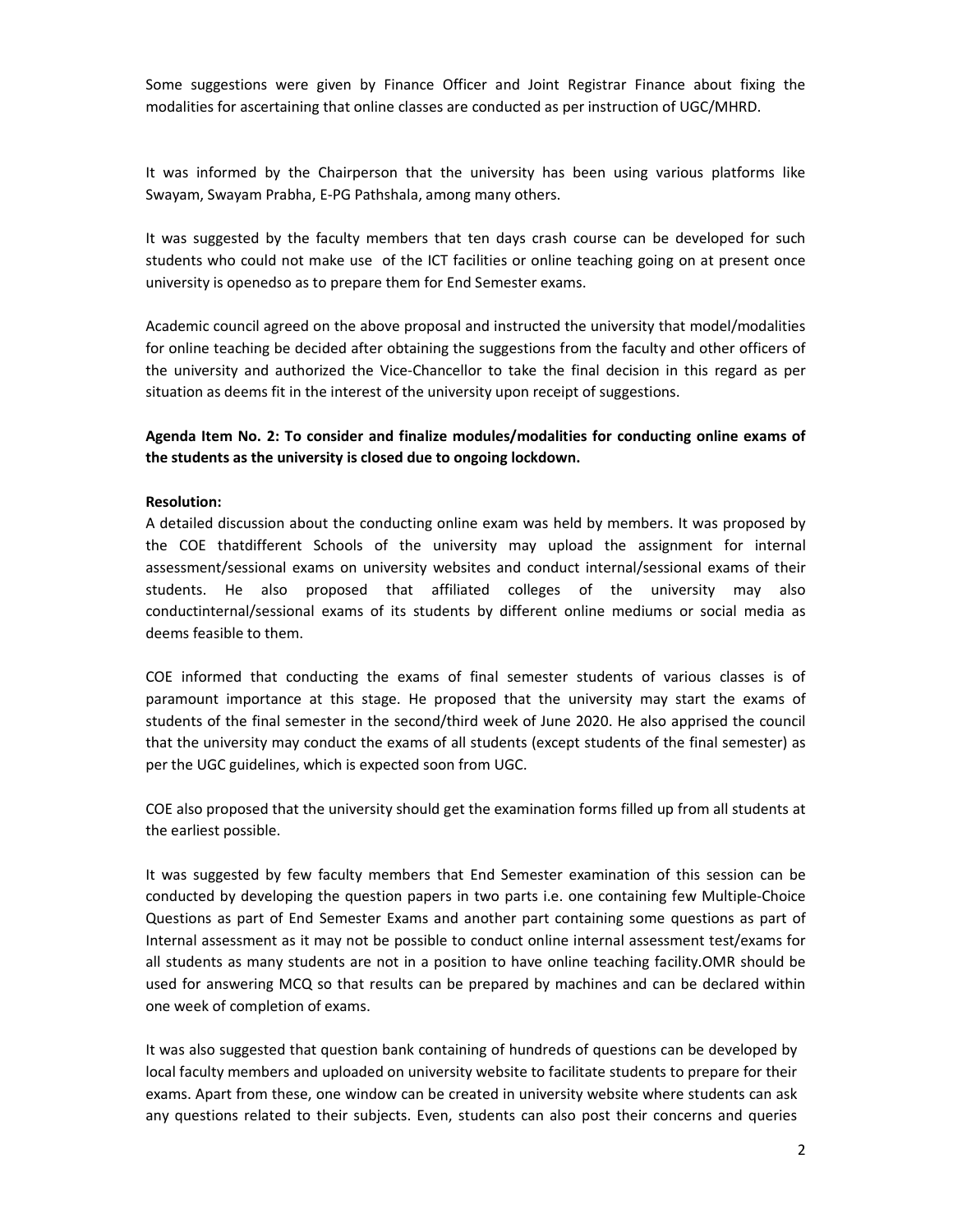Some suggestions were given by Finance Officer and Joint Registrar Finance about fixing the modalities for ascertaining that online classes are conducted as per instruction of UGC/MHRD.

It was informed by the Chairperson that the university has been using various platforms like Swayam, Swayam Prabha, E-PG Pathshala, among many others.

It was suggested by the faculty members that ten days crash course can be developed for such students who could not make use of the ICT facilities or online teaching going on at present once university is openedso as to prepare them for End Semester exams.

Academic council agreed on the above proposal and instructed the university that model/modalities for online teaching be decided after obtaining the suggestions from the faculty and other officers of the university and authorized the Vice-Chancellor to take the final decision in this regard as per situation as deems fit in the interest of the university upon receipt of suggestions.

**Agenda Item No. 2: To consider and finalize modules/modalities for conducting online exams of the students as the university is closed due to ongoing lockdown.**

**Resolution:**

A detailed discussion about the conducting online exam was held by members. It was proposed by the COE thatdifferent Schools of the university may upload the assignment for internal assessment/sessional exams on university websites and conduct internal/sessional exams of their students. He also proposed that affiliated colleges of the university may also conductinternal/sessional exams of its students by different online mediums or social media as deems feasible to them.

COE informed that conducting the exams of final semester students of various classes is of paramount importance at this stage. He proposed that the university may start the exams of students of the final semester in the second/third week of June 2020. He also apprised the council that the university may conduct the exams of all students (except students of the final semester) as per the UGC guidelines, which is expected soon from UGC.

COE also proposed that the university should get the examination forms filled up from all students at the earliest possible.

It was suggested by few faculty members that End Semester examination of this session can be conducted by developing the question papers in two parts i.e. one containing few Multiple-Choice Questions as part of End Semester Exams and another part containing some questions as part of Internal assessment as it may not be possible to conduct online internal assessment test/exams for all students as many students are not in a position to have online teaching facility.OMR should be used for answering MCQ so that results can be prepared by machines and can be declared within one week of completion of exams.

It was also suggested that question bank containing of hundreds of questions can be developed by local faculty members and uploaded on university website to facilitate students to prepare for their exams. Apart from these, one window can be created in university website where students can ask any questions related to their subjects. Even, students can also post their concerns and queries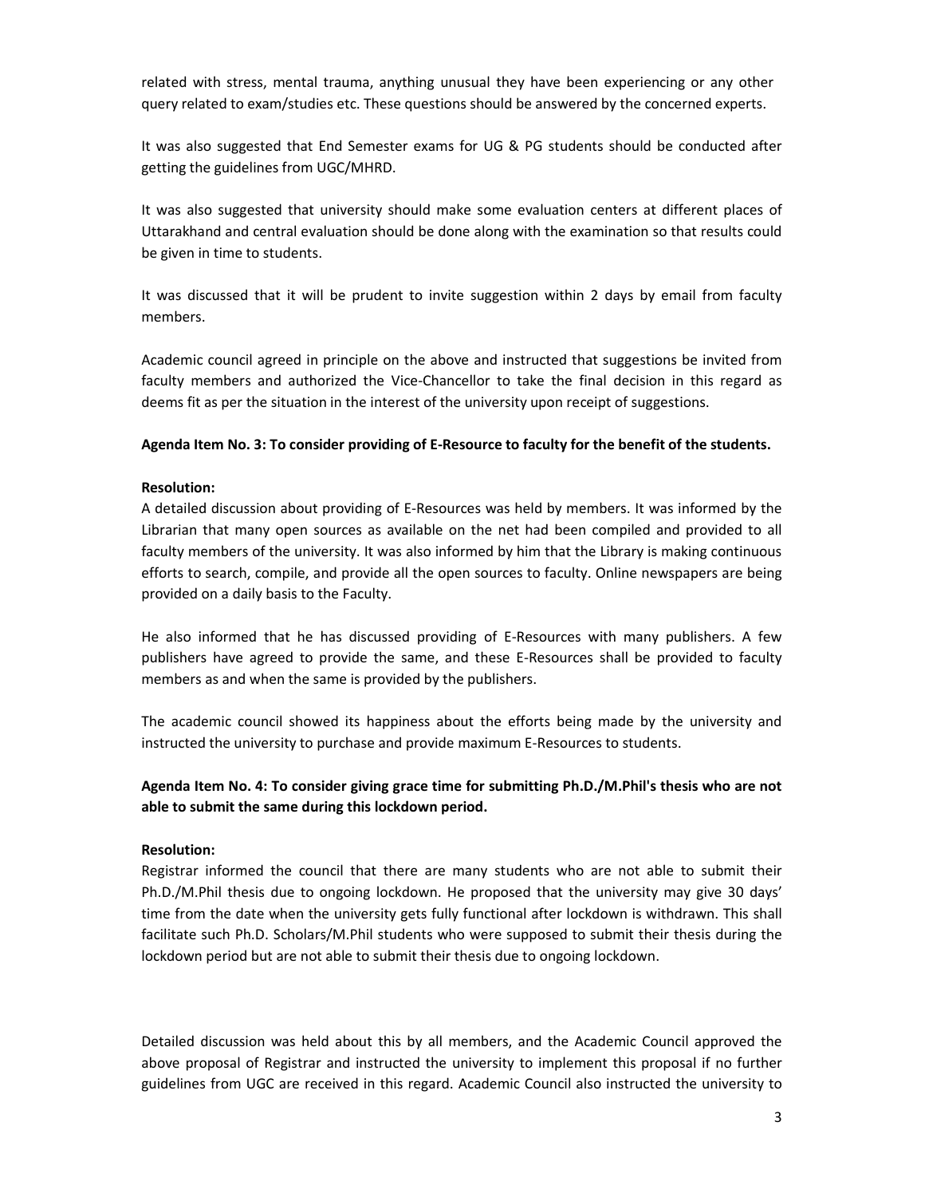related with stress, mental trauma, anything unusual they have been experiencing or any other query related to exam/studies etc. These questions should be answered by the concerned experts.

It was also suggested that End Semester exams for UG & PG students should be conducted after getting the guidelines from UGC/MHRD.

It was also suggested that university should make some evaluation centers at different places of Uttarakhand and central evaluation should be done along with the examination so that results could be given in time to students.

It was discussed that it will be prudent to invite suggestion within 2 days by email from faculty members.

Academic council agreed in principle on the above and instructed that suggestions be invited from faculty members and authorized the Vice-Chancellor to take the final decision in this regard as deems fit as per the situation in the interest of the university upon receipt of suggestions.

**Agenda Item No. 3: To consider providing of E-Resource to faculty for the benefit of the students.**

**Resolution:**

A detailed discussion about providing of E-Resources was held by members. It was informed by the Librarian that many open sources as available on the net had been compiled and provided to all faculty members of the university. It was also informed by him that the Library is making continuous efforts to search, compile, and provide all the open sources to faculty. Online newspapers are being provided on a daily basis to the Faculty.

He also informed that he has discussed providing of E-Resources with many publishers. A few publishers have agreed to provide the same, and these E-Resources shall be provided to faculty members as and when the same is provided by the publishers.

The academic council showed its happiness about the efforts being made by the university and instructed the university to purchase and provide maximum E-Resources to students.

**Agenda Item No. 4: To consider giving grace time for submitting Ph.D./M.Phil's thesis who are not able to submit the same during this lockdown period.**

**Resolution:**

Registrar informed the council that there are many students who are not able to submit their Ph.D./M.Phil thesis due to ongoing lockdown. He proposed that the university may give 30 days' time from the date when the university gets fully functional after lockdown is withdrawn. This shall facilitate such Ph.D. Scholars/M.Phil students who were supposed to submit their thesis during the lockdown period but are not able to submit their thesis due to ongoing lockdown.

Detailed discussion was held about this by all members, and the Academic Council approved the above proposal of Registrar and instructed the university to implement this proposal if no further guidelines from UGC are received in this regard. Academic Council also instructed the university to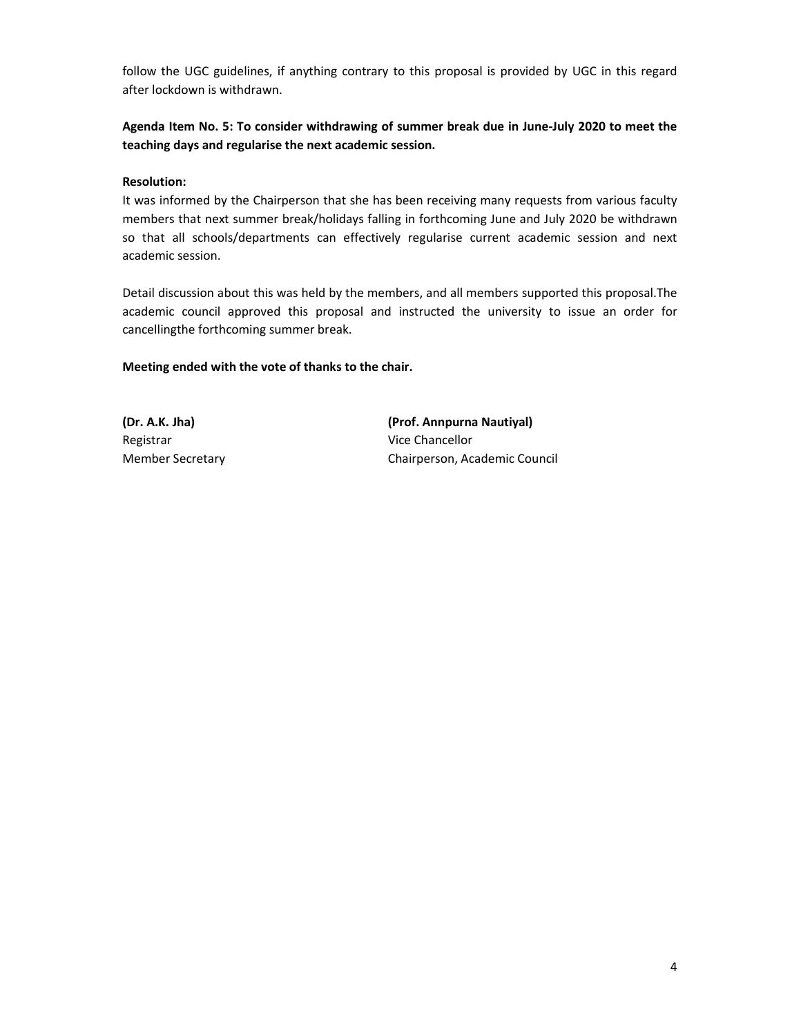follow the UGC guidelines, if anything contrary to this proposal is provided by UGC in this regard after lockdown is withdrawn.

**Agenda Item No. 5: To consider withdrawing of summer break due in June-July 2020 to meet the teaching days and regularise the next academic session.**

**Resolution:**

It was informed by the Chairperson that she has been receiving many requests from various faculty members that next summer break/holidays falling in forthcoming June and July 2020 be withdrawn so that all schools/departments can effectively regularise current academic session and next academic session.

Detail discussion about this was held by the members, and all members supported this proposal.The academic council approved this proposal and instructed the university to issue an order for cancellingthe forthcoming summer break.

**Meeting ended with the vote of thanks to the chair.**

**(Dr. A.K. Jha)**
Registrar
Member Secretary

**(Prof. Annpurna Nautiyal)**
Vice Chancellor
Chairperson, Academic Council